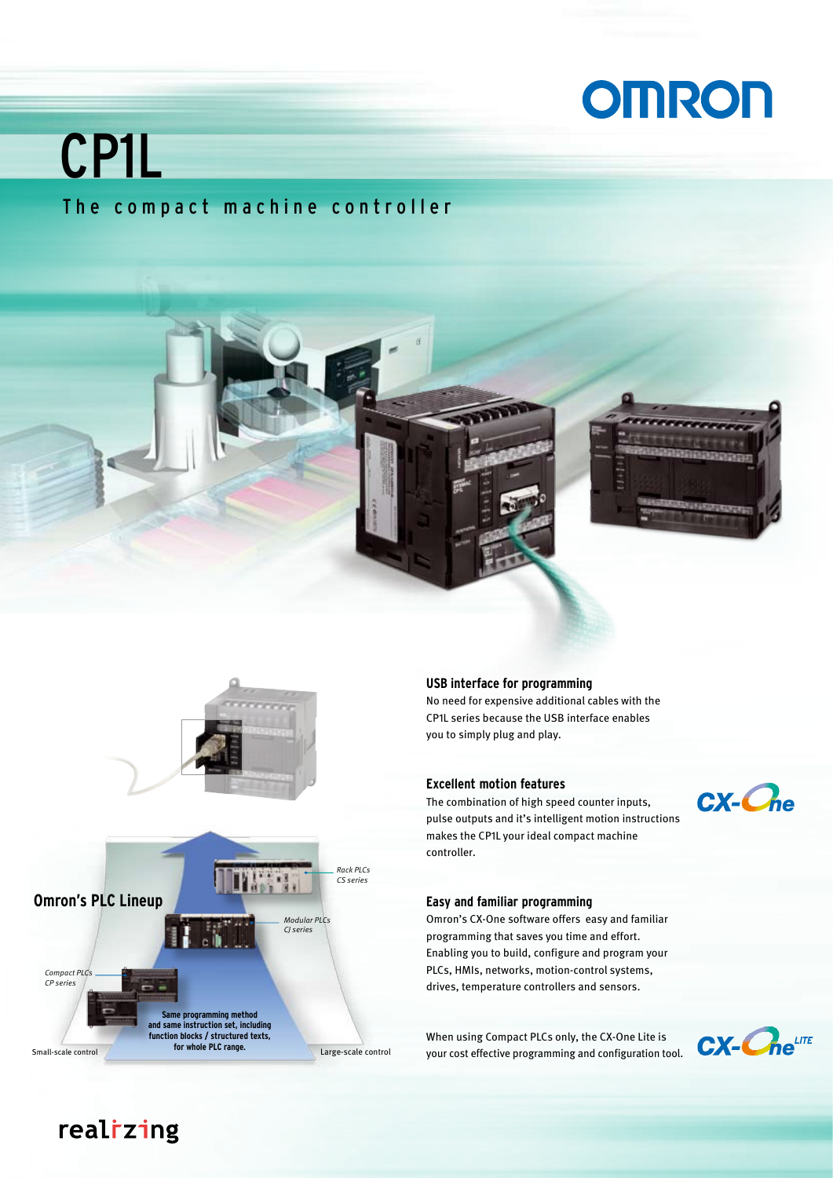OMRON

# CP1L

The compact machine controller

## Omron's PLC Lineup

Rack PLCs
CS series

Modular PLCs
CJ series

Compact PLCs
CP series

Same programming method and same instruction set, including function blocks / structured texts, for whole PLC range.

Small-scale control

Large-scale control

### USB interface for programming

No need for expensive additional cables with the CP1L series because the USB interface enables you to simply plug and play.

### Excellent motion features

The combination of high speed counter inputs, pulse outputs and it's intelligent motion instructions makes the CP1L your ideal compact machine controller.

CX-One

### Easy and familiar programming

Omron's CX-One software offers easy and familiar programming that saves you time and effort. Enabling you to build, configure and program your PLCs, HMIs, networks, motion-control systems, drives, temperature controllers and sensors.

When using Compact PLCs only, the CX-One Lite is your cost effective programming and configuration tool.

CX-One LITE

realizing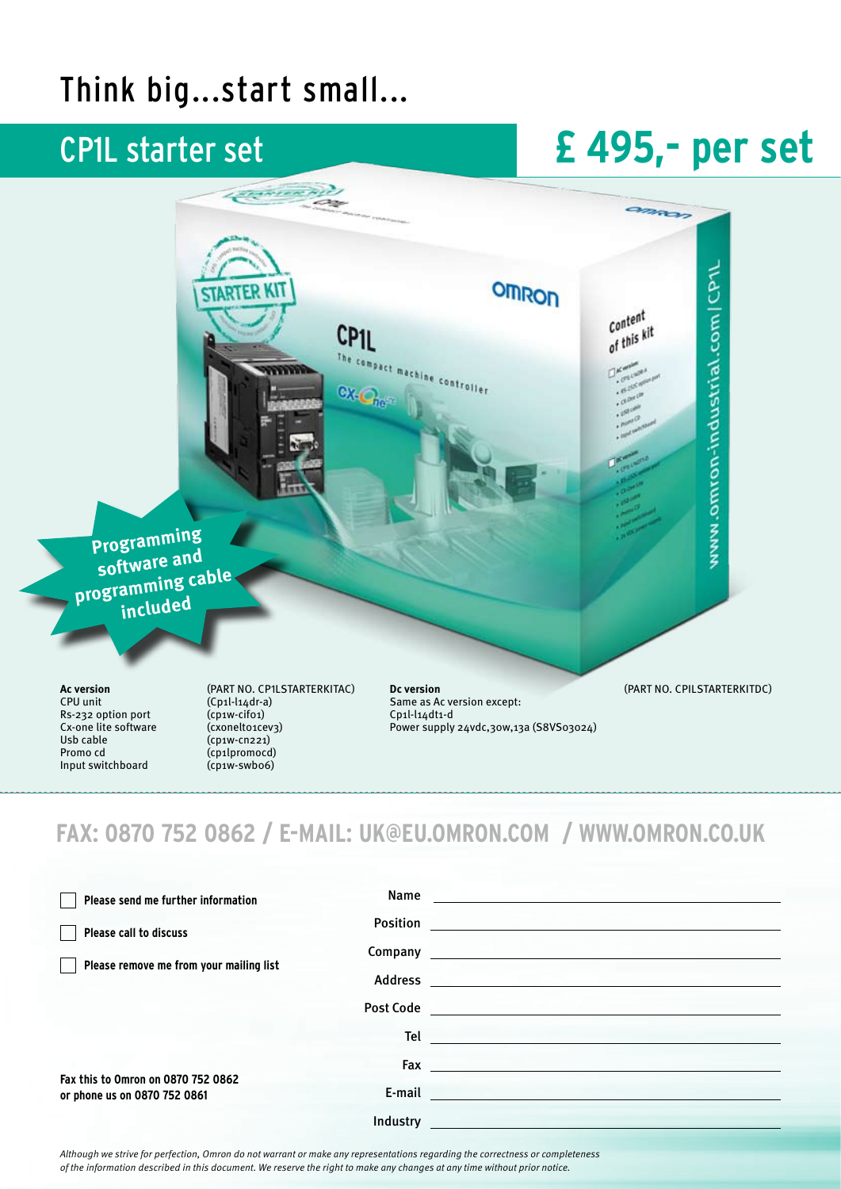# Think big...start small...

## CP1L starter set

## £ 495,- per set

**Programming software and programming cable included**

| **Ac version** | (PART NO. CP1LSTARTERKITAC) |
|---|---|
| CPU unit | (Cp1l-l14dr-a) |
| Rs-232 option port | (cp1w-cif01) |
| Cx-one lite software | (cxonelto1cev3) |
| Usb cable | (cp1w-cn221) |
| Promo cd | (cp1lpromocd) |
| Input switchboard | (cp1w-swb06) |

**Dc version** (PART NO. CPILSTARTERKITDC)

Same as Ac version except:
Cp1l-l14dt1-d
Power supply 24vdc,30w,13a (S8VS03024)

## FAX: 0870 752 0862 / E-MAIL: UK@EU.OMRON.COM / WWW.OMRON.CO.UK

- ☐ **Please send me further information**
- ☐ **Please call to discuss**
- ☐ **Please remove me from your mailing list**

Name ______________________

Position ______________________

Company ______________________

Address ______________________

Post Code ______________________

Tel ______________________

Fax ______________________

E-mail ______________________

Industry ______________________

**Fax this to Omron on 0870 752 0862 or phone us on 0870 752 0861**

*Although we strive for perfection, Omron do not warrant or make any representations regarding the correctness or completeness of the information described in this document. We reserve the right to make any changes at any time without prior notice.*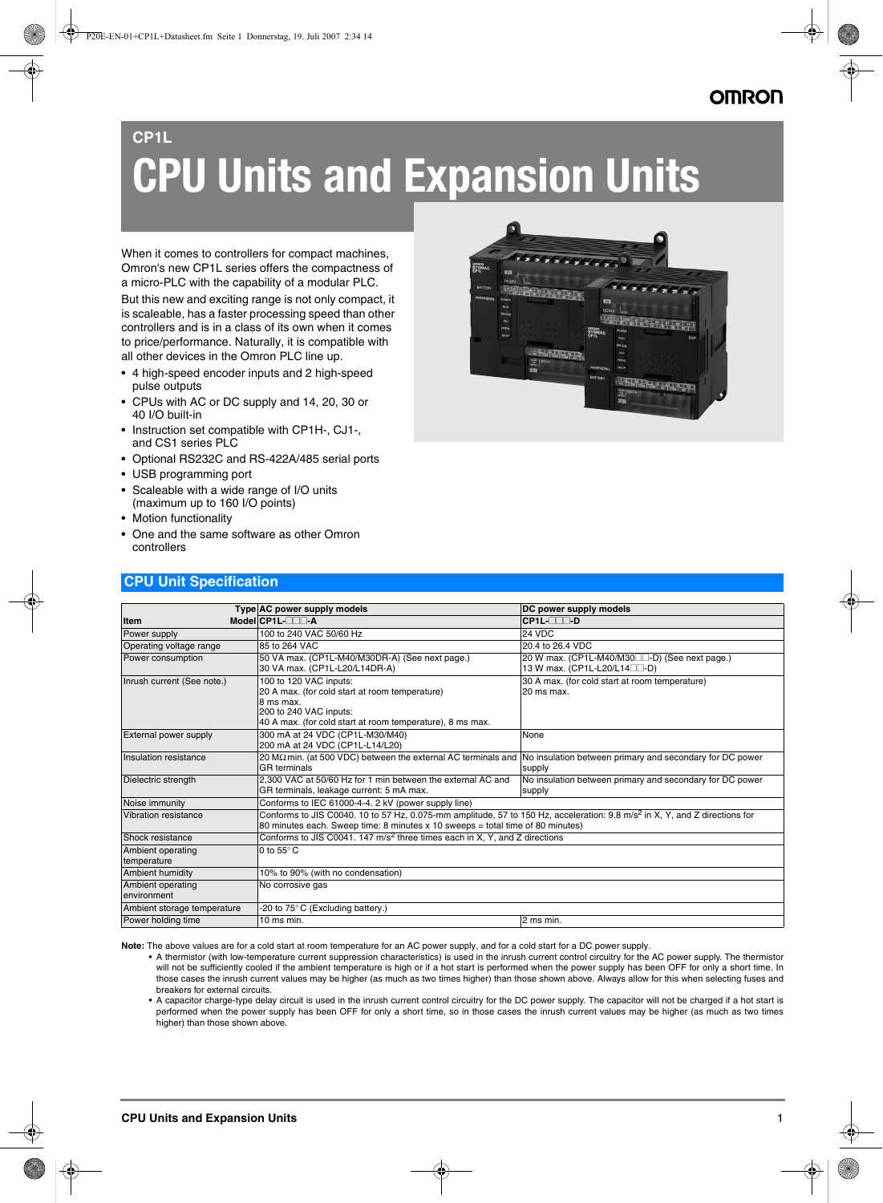# CP1L

# CPU Units and Expansion Units

When it comes to controllers for compact machines, Omron's new CP1L series offers the compactness of a micro-PLC with the capability of a modular PLC.

But this new and exciting range is not only compact, it is scaleable, has a faster processing speed than other controllers and is in a class of its own when it comes to price/performance. Naturally, it is compatible with all other devices in the Omron PLC line up.

- 4 high-speed encoder inputs and 2 high-speed pulse outputs
- CPUs with AC or DC supply and 14, 20, 30 or 40 I/O built-in
- Instruction set compatible with CP1H-, CJ1-, and CS1 series PLC
- Optional RS232C and RS-422A/485 serial ports
- USB programming port
- Scaleable with a wide range of I/O units (maximum up to 160 I/O points)
- Motion functionality
- One and the same software as other Omron controllers

## CPU Unit Specification

| Item / Type / Model | AC power supply models CP1L-□□□-A | DC power supply models CP1L-□□□-D |
|---|---|---|
| Power supply | 100 to 240 VAC 50/60 Hz | 24 VDC |
| Operating voltage range | 85 to 264 VAC | 20.4 to 26.4 VDC |
| Power consumption | 50 VA max. (CP1L-M40/M30DR-A) (See next page.)<br>30 VA max. (CP1L-L20/L14DR-A) | 20 W max. (CP1L-M40/M30□□-D) (See next page.)<br>13 W max. (CP1L-L20/L14□□-D) |
| Inrush current (See note.) | 100 to 120 VAC inputs:<br>20 A max. (for cold start at room temperature)<br>8 ms max.<br>200 to 240 VAC inputs:<br>40 A max. (for cold start at room temperature), 8 ms max. | 30 A max. (for cold start at room temperature)<br>20 ms max. |
| External power supply | 300 mA at 24 VDC (CP1L-M30/M40)<br>200 mA at 24 VDC (CP1L-L14/L20) | None |
| Insulation resistance | 20 MΩ min. (at 500 VDC) between the external AC terminals and GR terminals | No insulation between primary and secondary for DC power supply |
| Dielectric strength | 2,300 VAC at 50/60 Hz for 1 min between the external AC and GR terminals, leakage current: 5 mA max. | No insulation between primary and secondary for DC power supply |
| Noise immunity | Conforms to IEC 61000-4-4. 2 kV (power supply line) | |
| Vibration resistance | Conforms to JIS C0040. 10 to 57 Hz, 0.075-mm amplitude, 57 to 150 Hz, acceleration: 9.8 $m/s^2$ in X, Y, and Z directions for 80 minutes each. Sweep time: 8 minutes x 10 sweeps = total time of 80 minutes) | |
| Shock resistance | Conforms to JIS C0041. 147 $m/s^2$ three times each in X, Y, and Z directions | |
| Ambient operating temperature | 0 to 55° C | |
| Ambient humidity | 10% to 90% (with no condensation) | |
| Ambient operating environment | No corrosive gas | |
| Ambient storage temperature | -20 to 75° C (Excluding battery.) | |
| Power holding time | 10 ms min. | 2 ms min. |

**Note:** The above values are for a cold start at room temperature for an AC power supply, and for a cold start for a DC power supply.

- A thermistor (with low-temperature current suppression characteristics) is used in the inrush current control circuitry for the AC power supply. The thermistor will not be sufficiently cooled if the ambient temperature is high or if a hot start is performed when the power supply has been OFF for only a short time. In those cases the inrush current values may be higher (as much as two times higher) than those shown above. Always allow for this when selecting fuses and breakers for external circuits.
- A capacitor charge-type delay circuit is used in the inrush current control circuitry for the DC power supply. The capacitor will not be charged if a hot start is performed when the power supply has been OFF for only a short time, so in those cases the inrush current values may be higher (as much as two times higher) than those shown above.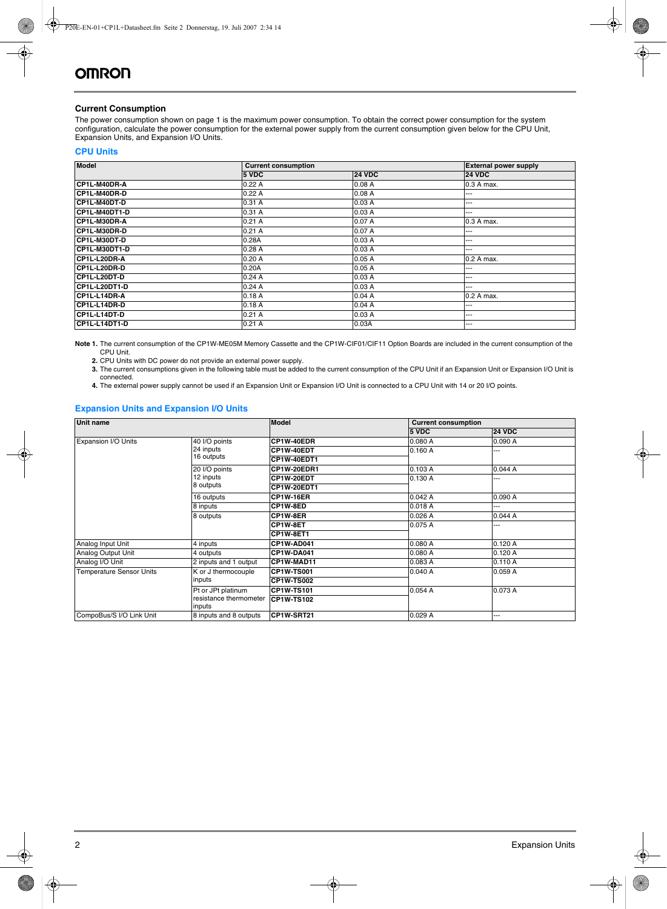## Current Consumption

The power consumption shown on page 1 is the maximum power consumption. To obtain the correct power consumption for the system configuration, calculate the power consumption for the external power supply from the current consumption given below for the CPU Unit, Expansion Units, and Expansion I/O Units.

### CPU Units

| Model | Current consumption | | External power supply |
|---|---|---|---|
| | 5 VDC | 24 VDC | 24 VDC |
| CP1L-M40DR-A | 0.22 A | 0.08 A | 0.3 A max. |
| CP1L-M40DR-D | 0.22 A | 0.08 A | --- |
| CP1L-M40DT-D | 0.31 A | 0.03 A | --- |
| CP1L-M40DT1-D | 0.31 A | 0.03 A | --- |
| CP1L-M30DR-A | 0.21 A | 0.07 A | 0.3 A max. |
| CP1L-M30DR-D | 0.21 A | 0.07 A | --- |
| CP1L-M30DT-D | 0.28A | 0.03 A | --- |
| CP1L-M30DT1-D | 0.28 A | 0.03 A | --- |
| CP1L-L20DR-A | 0.20 A | 0.05 A | 0.2 A max. |
| CP1L-L20DR-D | 0.20A | 0.05 A | --- |
| CP1L-L20DT-D | 0.24 A | 0.03 A | --- |
| CP1L-L20DT1-D | 0.24 A | 0.03 A | --- |
| CP1L-L14DR-A | 0.18 A | 0.04 A | 0.2 A max. |
| CP1L-L14DR-D | 0.18 A | 0.04 A | --- |
| CP1L-L14DT-D | 0.21 A | 0.03 A | --- |
| CP1L-L14DT1-D | 0.21 A | 0.03A | --- |

**Note 1.** The current consumption of the CP1W-ME05M Memory Cassette and the CP1W-CIF01/CIF11 Option Boards are included in the current consumption of the CPU Unit.

**2.** CPU Units with DC power do not provide an external power supply.

**3.** The current consumptions given in the following table must be added to the current consumption of the CPU Unit if an Expansion Unit or Expansion I/O Unit is connected.

**4.** The external power supply cannot be used if an Expansion Unit or Expansion I/O Unit is connected to a CPU Unit with 14 or 20 I/O points.

### Expansion Units and Expansion I/O Units

| Unit name | | Model | Current consumption | |
|---|---|---|---|---|
| | | | 5 VDC | 24 VDC |
| Expansion I/O Units | 40 I/O points 24 inputs 16 outputs | CP1W-40EDR | 0.080 A | 0.090 A |
| | | CP1W-40EDT | 0.160 A | --- |
| | | CP1W-40EDT1 | | |
| | 20 I/O points 12 inputs 8 outputs | CP1W-20EDR1 | 0.103 A | 0.044 A |
| | | CP1W-20EDT | 0.130 A | --- |
| | | CP1W-20EDT1 | | |
| | 16 outputs | CP1W-16ER | 0.042 A | 0.090 A |
| | 8 inputs | CP1W-8ED | 0.018 A | --- |
| | 8 outputs | CP1W-8ER | 0.026 A | 0.044 A |
| | | CP1W-8ET | 0.075 A | --- |
| | | CP1W-8ET1 | | |
| Analog Input Unit | 4 inputs | CP1W-AD041 | 0.080 A | 0.120 A |
| Analog Output Unit | 4 outputs | CP1W-DA041 | 0.080 A | 0.120 A |
| Analog I/O Unit | 2 inputs and 1 output | CP1W-MAD11 | 0.083 A | 0.110 A |
| Temperature Sensor Units | K or J thermocouple inputs | CP1W-TS001 | 0.040 A | 0.059 A |
| | | CP1W-TS002 | | |
| | Pt or JPt platinum resistance thermometer inputs | CP1W-TS101 | 0.054 A | 0.073 A |
| | | CP1W-TS102 | | |
| CompoBus/S I/O Link Unit | 8 inputs and 8 outputs | CP1W-SRT21 | 0.029 A | --- |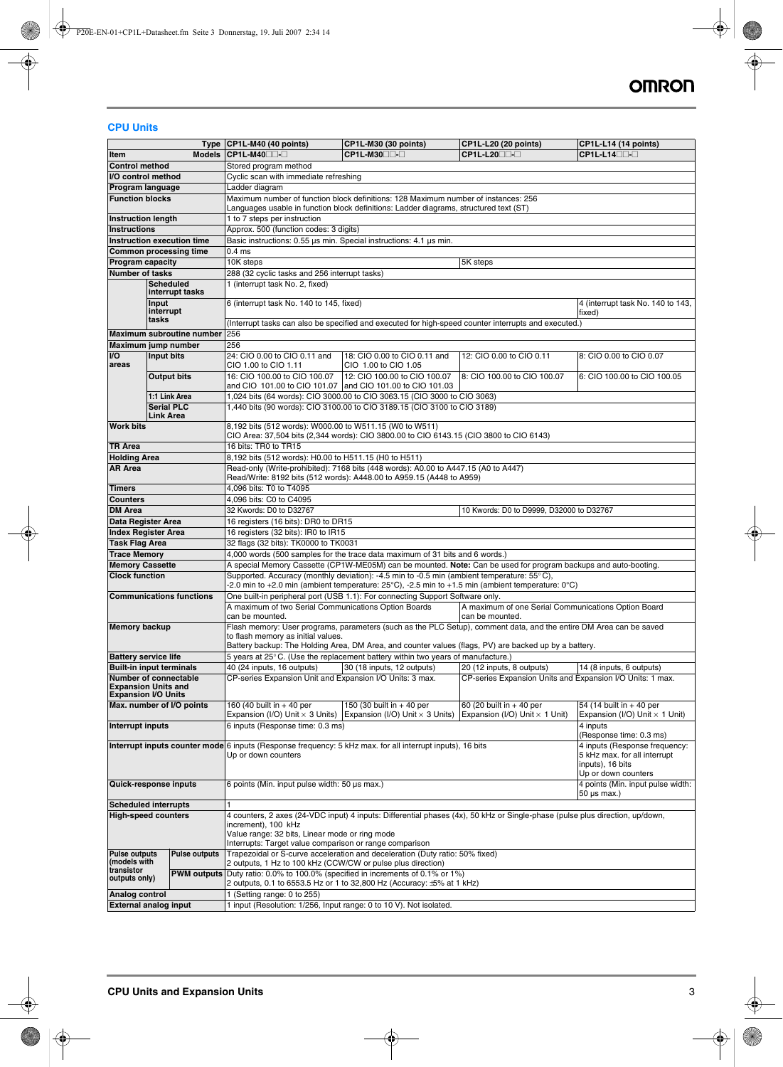## CPU Units

| Item | | Type / Models | CP1L-M40 (40 points) | CP1L-M30 (30 points) | CP1L-L20 (20 points) | CP1L-L14 (14 points) |
|---|---|---|---|---|---|---|
| | | Models | CP1L-M40□□-□ | CP1L-M30□□-□ | CP1L-L20□□-□ | CP1L-L14□□-□ |
| Control method | | | Stored program method | | | |
| I/O control method | | | Cyclic scan with immediate refreshing | | | |
| Program language | | | Ladder diagram | | | |
| Function blocks | | | Maximum number of function block definitions: 128 Maximum number of instances: 256<br>Languages usable in function block definitions: Ladder diagrams, structured text (ST) | | | |
| Instruction length | | | 1 to 7 steps per instruction | | | |
| Instructions | | | Approx. 500 (function codes: 3 digits) | | | |
| Instruction execution time | | | Basic instructions: 0.55 μs min. Special instructions: 4.1 μs min. | | | |
| Common processing time | | | 0.4 ms | | | |
| Program capacity | | | 10K steps | | 5K steps | |
| Number of tasks | | | 288 (32 cyclic tasks and 256 interrupt tasks) | | | |
| | Scheduled interrupt tasks | | 1 (interrupt task No. 2, fixed) | | | |
| | Input interrupt tasks | | 6 (interrupt task No. 140 to 145, fixed) | | | 4 (interrupt task No. 140 to 143, fixed) |
| | | | (Interrupt tasks can also be specified and executed for high-speed counter interrupts and executed.) | | | |
| Maximum subroutine number | | | 256 | | | |
| Maximum jump number | | | 256 | | | |
| I/O areas | Input bits | | 24: CIO 0.00 to CIO 0.11 and CIO 1.00 to CIO 1.11 | 18: CIO 0.00 to CIO 0.11 and CIO 1.00 to CIO 1.05 | 12: CIO 0.00 to CIO 0.11 | 8: CIO 0.00 to CIO 0.07 |
| | Output bits | | 16: CIO 100.00 to CIO 100.07 and CIO 101.00 to CIO 101.07 | 12: CIO 100.00 to CIO 100.07 and CIO 101.00 to CIO 101.03 | 8: CIO 100.00 to CIO 100.07 | 6: CIO 100.00 to CIO 100.05 |
| | 1:1 Link Area | | 1,024 bits (64 words): CIO 3000.00 to CIO 3063.15 (CIO 3000 to CIO 3063) | | | |
| | Serial PLC Link Area | | 1,440 bits (90 words): CIO 3100.00 to CIO 3189.15 (CIO 3100 to CIO 3189) | | | |
| Work bits | | | 8,192 bits (512 words): W000.00 to W511.15 (W0 to W511)<br>CIO Area: 37,504 bits (2,344 words): CIO 3800.00 to CIO 6143.15 (CIO 3800 to CIO 6143) | | | |
| TR Area | | | 16 bits: TR0 to TR15 | | | |
| Holding Area | | | 8,192 bits (512 words): H0.00 to H511.15 (H0 to H511) | | | |
| AR Area | | | Read-only (Write-prohibited): 7168 bits (448 words): A0.00 to A447.15 (A0 to A447)<br>Read/Write: 8192 bits (512 words): A448.00 to A959.15 (A448 to A959) | | | |
| Timers | | | 4,096 bits: T0 to T4095 | | | |
| Counters | | | 4,096 bits: C0 to C4095 | | | |
| DM Area | | | 32 Kwords: D0 to D32767 | | 10 Kwords: D0 to D9999, D32000 to D32767 | |
| Data Register Area | | | 16 registers (16 bits): DR0 to DR15 | | | |
| Index Register Area | | | 16 registers (32 bits): IR0 to IR15 | | | |
| Task Flag Area | | | 32 flags (32 bits): TK0000 to TK0031 | | | |
| Trace Memory | | | 4,000 words (500 samples for the trace data maximum of 31 bits and 6 words.) | | | |
| Memory Cassette | | | A special Memory Cassette (CP1W-ME05M) can be mounted. **Note:** Can be used for program backups and auto-booting. | | | |
| Clock function | | | Supported. Accuracy (monthly deviation): -4.5 min to -0.5 min (ambient temperature: 55°C),<br>-2.0 min to +2.0 min (ambient temperature: 25°C), -2.5 min to +1.5 min (ambient temperature: 0°C) | | | |
| Communications functions | | | One built-in peripheral port (USB 1.1): For connecting Support Software only. | | | |
| | | | A maximum of two Serial Communications Option Boards can be mounted. | | A maximum of one Serial Communications Option Board can be mounted. | |
| Memory backup | | | Flash memory: User programs, parameters (such as the PLC Setup), comment data, and the entire DM Area can be saved to flash memory as initial values.<br>Battery backup: The Holding Area, DM Area, and counter values (flags, PV) are backed up by a battery. | | | |
| Battery service life | | | 5 years at 25°C. (Use the replacement battery within two years of manufacture.) | | | |
| Built-in input terminals | | | 40 (24 inputs, 16 outputs) | 30 (18 inputs, 12 outputs) | 20 (12 inputs, 8 outputs) | 14 (8 inputs, 6 outputs) |
| Number of connectable Expansion Units and Expansion I/O Units | | | CP-series Expansion Unit and Expansion I/O Units: 3 max. | | CP-series Expansion Units and Expansion I/O Units: 1 max. | |
| Max. number of I/O points | | | 160 (40 built in + 40 per Expansion (I/O) Unit × 3 Units) | 150 (30 built in + 40 per Expansion (I/O) Unit × 3 Units) | 60 (20 built in + 40 per Expansion (I/O) Unit × 1 Unit) | 54 (14 built in + 40 per Expansion (I/O) Unit × 1 Unit) |
| Interrupt inputs | | | 6 inputs (Response time: 0.3 ms) | | | 4 inputs (Response time: 0.3 ms) |
| Interrupt inputs counter mode | | | 6 inputs (Response frequency: 5 kHz max. for all interrupt inputs), 16 bits<br>Up or down counters | | | 4 inputs (Response frequency: 5 kHz max. for all interrupt inputs), 16 bits<br>Up or down counters |
| Quick-response inputs | | | 6 points (Min. input pulse width: 50 μs max.) | | | 4 points (Min. input pulse width: 50 μs max.) |
| Scheduled interrupts | | | 1 | | | |
| High-speed counters | | | 4 counters, 2 axes (24-VDC input) 4 inputs: Differential phases (4x), 50 kHz or Single-phase (pulse plus direction, up/down, increment), 100 kHz<br>Value range: 32 bits, Linear mode or ring mode<br>Interrupts: Target value comparison or range comparison | | | |
| Pulse outputs (models with transistor outputs only) | Pulse outputs | | Trapezoidal or S-curve acceleration and deceleration (Duty ratio: 50% fixed)<br>2 outputs, 1 Hz to 100 kHz (CCW/CW or pulse plus direction) | | | |
| | PWM outputs | | Duty ratio: 0.0% to 100.0% (specified in increments of 0.1% or 1%)<br>2 outputs, 0.1 to 6553.5 Hz or 1 to 32,800 Hz (Accuracy: ±5% at 1 kHz) | | | |
| Analog control | | | 1 (Setting range: 0 to 255) | | | |
| External analog input | | | 1 input (Resolution: 1/256, Input range: 0 to 10 V). Not isolated. | | | |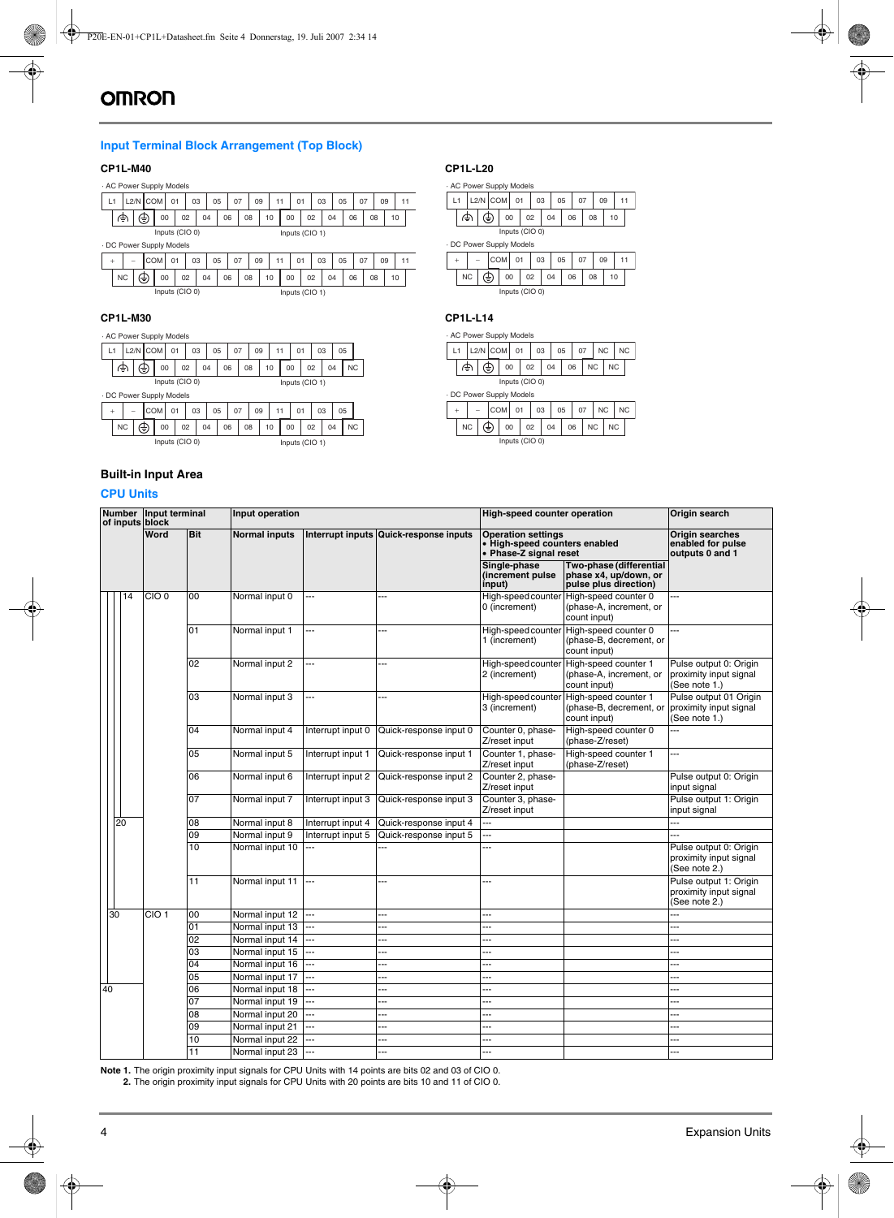## Input Terminal Block Arrangement (Top Block)

### CP1L-M40

· AC Power Supply Models

| | | | | | | | | | | | | | | | | | | |
|---|---|---|---|---|---|---|---|---|---|---|---|---|---|---|---|---|---|---|
| L1 | L2/N | COM | 01 | 03 | 05 | 07 | 09 | 11 | 01 | 03 | 05 | 07 | 09 | 11 | | | | |
| ⏚ | ⏚ | 00 | 02 | 04 | 06 | 08 | 10 | 00 | 02 | 04 | 06 | 08 | 10 | | | | | |

Inputs (CIO 0) Inputs (CIO 1)

· DC Power Supply Models

| | | | | | | | | | | | | | | |
|---|---|---|---|---|---|---|---|---|---|---|---|---|---|---|
| + | − | COM | 01 | 03 | 05 | 07 | 09 | 11 | 01 | 03 | 05 | 07 | 09 | 11 |
| NC | ⏚ | 00 | 02 | 04 | 06 | 08 | 10 | 00 | 02 | 04 | 06 | 08 | 10 | |

Inputs (CIO 0) Inputs (CIO 1)

### CP1L-L20

· AC Power Supply Models

| | | | | | | | | |
|---|---|---|---|---|---|---|---|---|
| L1 | L2/N | COM | 01 | 03 | 05 | 07 | 09 | 11 |
| ⏚ | ⏚ | 00 | 02 | 04 | 06 | 08 | 10 | |

Inputs (CIO 0)

· DC Power Supply Models

| | | | | | | | | |
|---|---|---|---|---|---|---|---|---|
| + | − | COM | 01 | 03 | 05 | 07 | 09 | 11 |
| NC | ⏚ | 00 | 02 | 04 | 06 | 08 | 10 | |

Inputs (CIO 0)

### CP1L-M30

· AC Power Supply Models

| | | | | | | | | | | | |
|---|---|---|---|---|---|---|---|---|---|---|---|
| L1 | L2/N | COM | 01 | 03 | 05 | 07 | 09 | 11 | 01 | 03 | 05 |
| ⏚ | ⏚ | 00 | 02 | 04 | 06 | 08 | 10 | 00 | 02 | 04 | NC |

Inputs (CIO 0) Inputs (CIO 1)

· DC Power Supply Models

| | | | | | | | | | | | |
|---|---|---|---|---|---|---|---|---|---|---|---|
| + | − | COM | 01 | 03 | 05 | 07 | 09 | 11 | 01 | 03 | 05 |
| NC | ⏚ | 00 | 02 | 04 | 06 | 08 | 10 | 00 | 02 | 04 | NC |

Inputs (CIO 0) Inputs (CIO 1)

### CP1L-L14

· AC Power Supply Models

| | | | | | | | | |
|---|---|---|---|---|---|---|---|---|
| L1 | L2/N | COM | 01 | 03 | 05 | 07 | NC | NC |
| ⏚ | ⏚ | 00 | 02 | 04 | 06 | NC | NC | |

Inputs (CIO 0)

· DC Power Supply Models

| | | | | | | | | |
|---|---|---|---|---|---|---|---|---|
| + | − | COM | 01 | 03 | 05 | 07 | NC | NC |
| NC | ⏚ | 00 | 02 | 04 | 06 | NC | NC | |

Inputs (CIO 0)

## Built-in Input Area

### CPU Units

| Number of inputs | Input terminal block: Word | Input terminal block: Bit | Input operation: Normal inputs | Input operation: Interrupt inputs | Input operation: Quick-response inputs | High-speed counter operation (Operation settings • High-speed counters enabled • Phase-Z signal reset): Single-phase (increment pulse input) | High-speed counter operation: Two-phase (differential phase x4, up/down, or pulse plus direction) | Origin search (Origin searches enabled for pulse outputs 0 and 1) |
|---|---|---|---|---|---|---|---|---|
| 14 | CIO 0 | 00 | Normal input 0 | --- | --- | High-speed counter 0 (increment) | High-speed counter 0 (phase-A, increment, or count input) | --- |
| | | 01 | Normal input 1 | --- | --- | High-speed counter 1 (increment) | High-speed counter 0 (phase-B, decrement, or count input) | --- |
| | | 02 | Normal input 2 | --- | --- | High-speed counter 2 (increment) | High-speed counter 1 (phase-A, increment, or count input) | Pulse output 0: Origin proximity input signal (See note 1.) |
| | | 03 | Normal input 3 | --- | --- | High-speed counter 3 (increment) | High-speed counter 1 (phase-B, decrement, or count input) | Pulse output 01 Origin proximity input signal (See note 1.) |
| | | 04 | Normal input 4 | Interrupt input 0 | Quick-response input 0 | Counter 0, phase-Z/reset input | High-speed counter 0 (phase-Z/reset) | --- |
| | | 05 | Normal input 5 | Interrupt input 1 | Quick-response input 1 | Counter 1, phase-Z/reset input | High-speed counter 1 (phase-Z/reset) | --- |
| | | 06 | Normal input 6 | Interrupt input 2 | Quick-response input 2 | Counter 2, phase-Z/reset input | | Pulse output 0: Origin input signal |
| | | 07 | Normal input 7 | Interrupt input 3 | Quick-response input 3 | Counter 3, phase-Z/reset input | | Pulse output 1: Origin input signal |
| 20 | | 08 | Normal input 8 | Interrupt input 4 | Quick-response input 4 | --- | | --- |
| | | 09 | Normal input 9 | Interrupt input 5 | Quick-response input 5 | --- | | --- |
| | | 10 | Normal input 10 | --- | --- | --- | | Pulse output 0: Origin proximity input signal (See note 2.) |
| | | 11 | Normal input 11 | --- | --- | --- | | Pulse output 1: Origin proximity input signal (See note 2.) |
| 30 | CIO 1 | 00 | Normal input 12 | --- | --- | --- | | --- |
| | | 01 | Normal input 13 | --- | --- | --- | | --- |
| | | 02 | Normal input 14 | --- | --- | --- | | --- |
| | | 03 | Normal input 15 | --- | --- | --- | | --- |
| | | 04 | Normal input 16 | --- | --- | --- | | --- |
| | | 05 | Normal input 17 | --- | --- | --- | | --- |
| 40 | | 06 | Normal input 18 | --- | --- | --- | | --- |
| | | 07 | Normal input 19 | --- | --- | --- | | --- |
| | | 08 | Normal input 20 | --- | --- | --- | | --- |
| | | 09 | Normal input 21 | --- | --- | --- | | --- |
| | | 10 | Normal input 22 | --- | --- | --- | | --- |
| | | 11 | Normal input 23 | --- | --- | --- | | --- |

**Note 1.** The origin proximity input signals for CPU Units with 14 points are bits 02 and 03 of CIO 0.
**2.** The origin proximity input signals for CPU Units with 20 points are bits 10 and 11 of CIO 0.